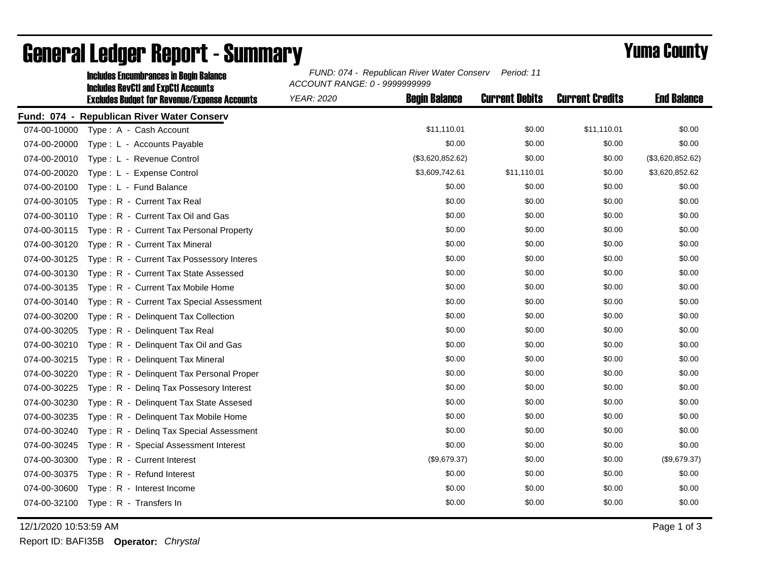# General Ledger Report - Summary

## Yuma County

**Includes Encumbrances in Begin Balance**
**Includes RevCtl and ExpCtl Accounts**
**Excludes Budget for Revenue/Expense Accounts**

*FUND: 074 - Republican River Water Conserv* *Period: 11*
*ACCOUNT RANGE: 0 - 9999999999*
*YEAR: 2020*

**Fund: 074 - Republican River Water Conserv**

| Account | Description | Begin Balance | Current Debits | Current Credits | End Balance |
|---|---|---|---|---|---|
| 074-00-10000 | Type : A - Cash Account | $11,110.01 | $0.00 | $11,110.01 | $0.00 |
| 074-00-20000 | Type : L - Accounts Payable | $0.00 | $0.00 | $0.00 | $0.00 |
| 074-00-20010 | Type : L - Revenue Control | ($3,620,852.62) | $0.00 | $0.00 | ($3,620,852.62) |
| 074-00-20020 | Type : L - Expense Control | $3,609,742.61 | $11,110.01 | $0.00 | $3,620,852.62 |
| 074-00-20100 | Type : L - Fund Balance | $0.00 | $0.00 | $0.00 | $0.00 |
| 074-00-30105 | Type : R - Current Tax Real | $0.00 | $0.00 | $0.00 | $0.00 |
| 074-00-30110 | Type : R - Current Tax Oil and Gas | $0.00 | $0.00 | $0.00 | $0.00 |
| 074-00-30115 | Type : R - Current Tax Personal Property | $0.00 | $0.00 | $0.00 | $0.00 |
| 074-00-30120 | Type : R - Current Tax Mineral | $0.00 | $0.00 | $0.00 | $0.00 |
| 074-00-30125 | Type : R - Current Tax Possessory Interes | $0.00 | $0.00 | $0.00 | $0.00 |
| 074-00-30130 | Type : R - Current Tax State Assessed | $0.00 | $0.00 | $0.00 | $0.00 |
| 074-00-30135 | Type : R - Current Tax Mobile Home | $0.00 | $0.00 | $0.00 | $0.00 |
| 074-00-30140 | Type : R - Current Tax Special Assessment | $0.00 | $0.00 | $0.00 | $0.00 |
| 074-00-30200 | Type : R - Delinquent Tax Collection | $0.00 | $0.00 | $0.00 | $0.00 |
| 074-00-30205 | Type : R - Delinquent Tax Real | $0.00 | $0.00 | $0.00 | $0.00 |
| 074-00-30210 | Type : R - Delinquent Tax Oil and Gas | $0.00 | $0.00 | $0.00 | $0.00 |
| 074-00-30215 | Type : R - Delinquent Tax Mineral | $0.00 | $0.00 | $0.00 | $0.00 |
| 074-00-30220 | Type : R - Delinquent Tax Personal Proper | $0.00 | $0.00 | $0.00 | $0.00 |
| 074-00-30225 | Type : R - Delinq Tax Possesory Interest | $0.00 | $0.00 | $0.00 | $0.00 |
| 074-00-30230 | Type : R - Delinquent Tax State Assesed | $0.00 | $0.00 | $0.00 | $0.00 |
| 074-00-30235 | Type : R - Delinquent Tax Mobile Home | $0.00 | $0.00 | $0.00 | $0.00 |
| 074-00-30240 | Type : R - Delinq Tax Special Assessment | $0.00 | $0.00 | $0.00 | $0.00 |
| 074-00-30245 | Type : R - Special Assessment Interest | $0.00 | $0.00 | $0.00 | $0.00 |
| 074-00-30300 | Type : R - Current Interest | ($9,679.37) | $0.00 | $0.00 | ($9,679.37) |
| 074-00-30375 | Type : R - Refund Interest | $0.00 | $0.00 | $0.00 | $0.00 |
| 074-00-30600 | Type : R - Interest Income | $0.00 | $0.00 | $0.00 | $0.00 |
| 074-00-32100 | Type : R - Transfers In | $0.00 | $0.00 | $0.00 | $0.00 |

12/1/2020 10:53:59 AM

Report ID: BAFI35B **Operator:** *Chrystal*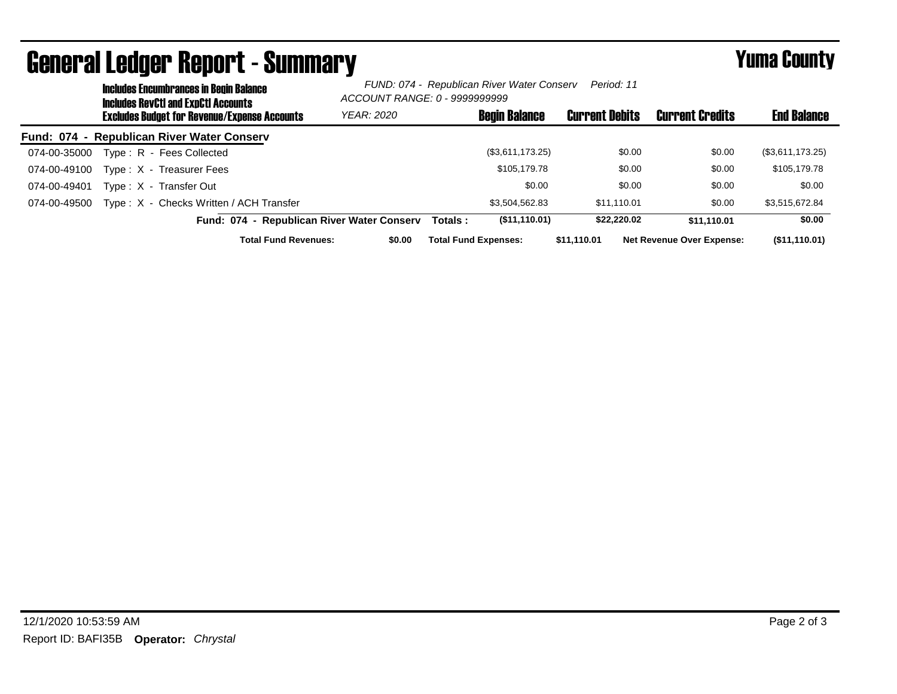# General Ledger Report - Summary

## Yuma County

**Includes Encumbrances in Begin Balance**
**Includes RevCtl and ExpCtl Accounts**
**Excludes Budget for Revenue/Expense Accounts**

*FUND: 074 - Republican River Water Conserv Period: 11*
*ACCOUNT RANGE: 0 - 9999999999*
*YEAR: 2020*

| Account | Description | Begin Balance | Current Debits | Current Credits | End Balance |
|---|---|---|---|---|---|
| **Fund: 074 - Republican River Water Conserv** | | | | | |
| 074-00-35000 | Type : R - Fees Collected | ($3,611,173.25) | $0.00 | $0.00 | ($3,611,173.25) |
| 074-00-49100 | Type : X - Treasurer Fees | $105,179.78 | $0.00 | $0.00 | $105,179.78 |
| 074-00-49401 | Type : X - Transfer Out | $0.00 | $0.00 | $0.00 | $0.00 |
| 074-00-49500 | Type : X - Checks Written / ACH Transfer | $3,504,562.83 | $11,110.01 | $0.00 | $3,515,672.84 |
| | **Fund: 074 - Republican River Water Conserv Totals :** | **($11,110.01)** | **$22,220.02** | **$11,110.01** | **$0.00** |

**Total Fund Revenues:** $0.00 **Total Fund Expenses:** $11,110.01 **Net Revenue Over Expense:** ($11,110.01)

12/1/2020 10:53:59 AM

Report ID: BAFI35B **Operator:** *Chrystal*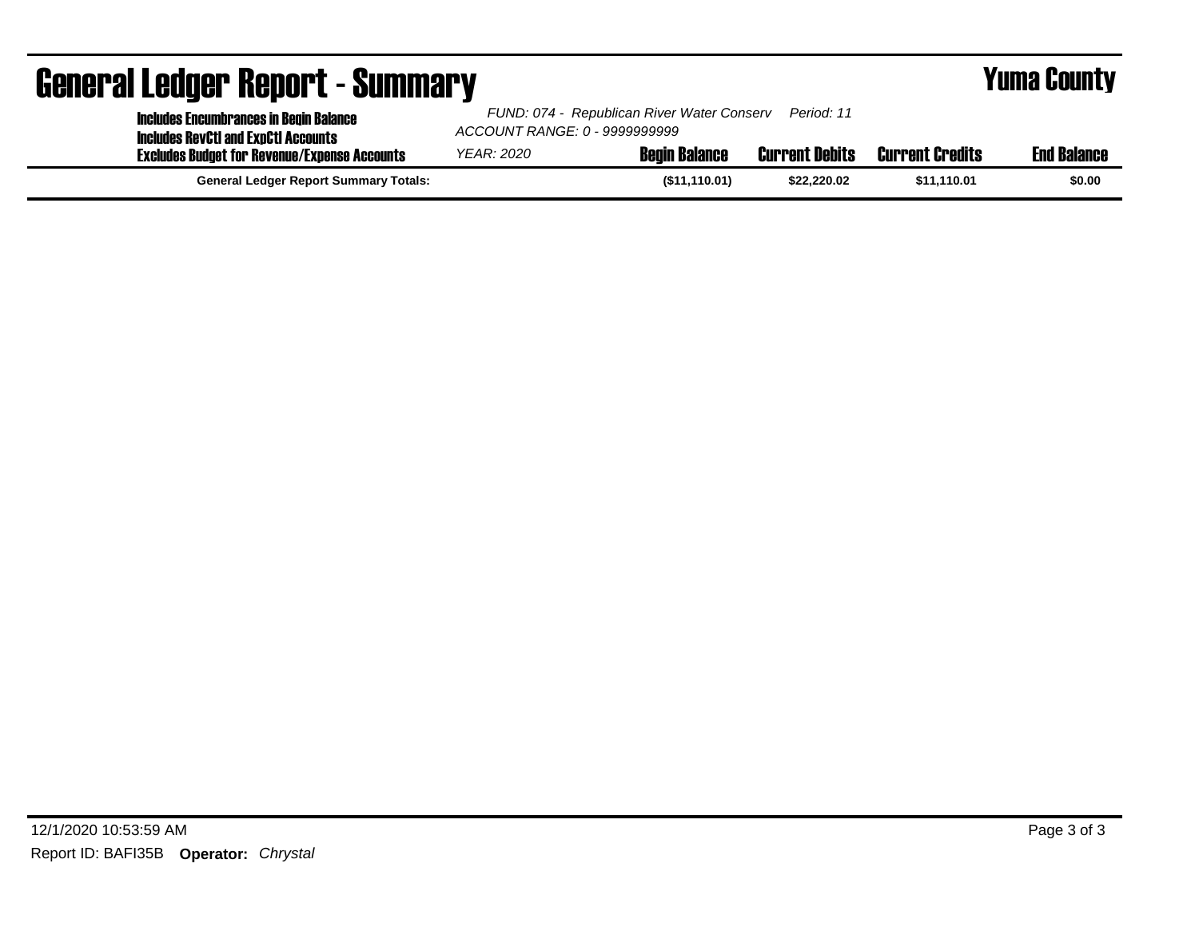# General Ledger Report - Summary

**Yuma County**

Includes Encumbrances in Begin Balance
Includes RevCtl and ExpCtl Accounts
Excludes Budget for Revenue/Expense Accounts

*FUND: 074 - Republican River Water Conserv* *Period: 11*
*ACCOUNT RANGE: 0 - 9999999999*
*YEAR: 2020*

| | Begin Balance | Current Debits | Current Credits | End Balance |
|---|---|---|---|---|
| **General Ledger Report Summary Totals:** | **($11,110.01)** | **$22,220.02** | **$11,110.01** | **$0.00** |

12/1/2020 10:53:59 AM

Report ID: BAFI35B **Operator:** *Chrystal*